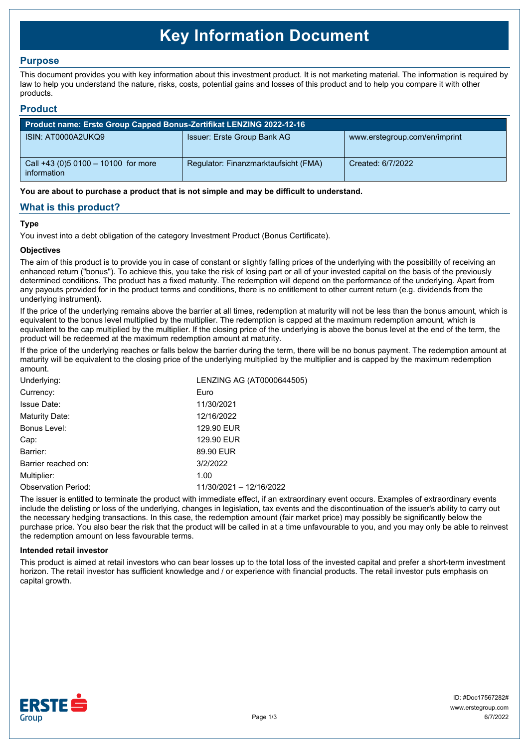# Key Information Document

## Purpose

This document provides you with key information about this investment product. It is not marketing material. The information is required by law to help you understand the nature, risks, costs, potential gains and losses of this product and to help you compare it with other products.

## Product

| Product name: Erste Group Capped Bonus-Zertifikat LENZING 2022-12-16 | | |
|---|---|---|
| ISIN: AT0000A2UKQ9 | Issuer: Erste Group Bank AG | www.erstegroup.com/en/imprint |
| Call +43 (0)5 0100 – 10100 for more information | Regulator: Finanzmarktaufsicht (FMA) | Created: 6/7/2022 |

**You are about to purchase a product that is not simple and may be difficult to understand.**

## What is this product?

### Type

You invest into a debt obligation of the category Investment Product (Bonus Certificate).

### Objectives

The aim of this product is to provide you in case of constant or slightly falling prices of the underlying with the possibility of receiving an enhanced return ("bonus"). To achieve this, you take the risk of losing part or all of your invested capital on the basis of the previously determined conditions. The product has a fixed maturity. The redemption will depend on the performance of the underlying. Apart from any payouts provided for in the product terms and conditions, there is no entitlement to other current return (e.g. dividends from the underlying instrument).

If the price of the underlying remains above the barrier at all times, redemption at maturity will not be less than the bonus amount, which is equivalent to the bonus level multiplied by the multiplier. The redemption is capped at the maximum redemption amount, which is equivalent to the cap multiplied by the multiplier. If the closing price of the underlying is above the bonus level at the end of the term, the product will be redeemed at the maximum redemption amount at maturity.

If the price of the underlying reaches or falls below the barrier during the term, there will be no bonus payment. The redemption amount at maturity will be equivalent to the closing price of the underlying multiplied by the multiplier and is capped by the maximum redemption amount.

| | |
|---|---|
| Underlying: | LENZING AG (AT0000644505) |
| Currency: | Euro |
| Issue Date: | 11/30/2021 |
| Maturity Date: | 12/16/2022 |
| Bonus Level: | 129.90 EUR |
| Cap: | 129.90 EUR |
| Barrier: | 89.90 EUR |
| Barrier reached on: | 3/2/2022 |
| Multiplier: | 1.00 |
| Observation Period: | 11/30/2021 – 12/16/2022 |

The issuer is entitled to terminate the product with immediate effect, if an extraordinary event occurs. Examples of extraordinary events include the delisting or loss of the underlying, changes in legislation, tax events and the discontinuation of the issuer's ability to carry out the necessary hedging transactions. In this case, the redemption amount (fair market price) may possibly be significantly below the purchase price. You also bear the risk that the product will be called in at a time unfavourable to you, and you may only be able to reinvest the redemption amount on less favourable terms.

### Intended retail investor

This product is aimed at retail investors who can bear losses up to the total loss of the invested capital and prefer a short-term investment horizon. The retail investor has sufficient knowledge and / or experience with financial products. The retail investor puts emphasis on capital growth.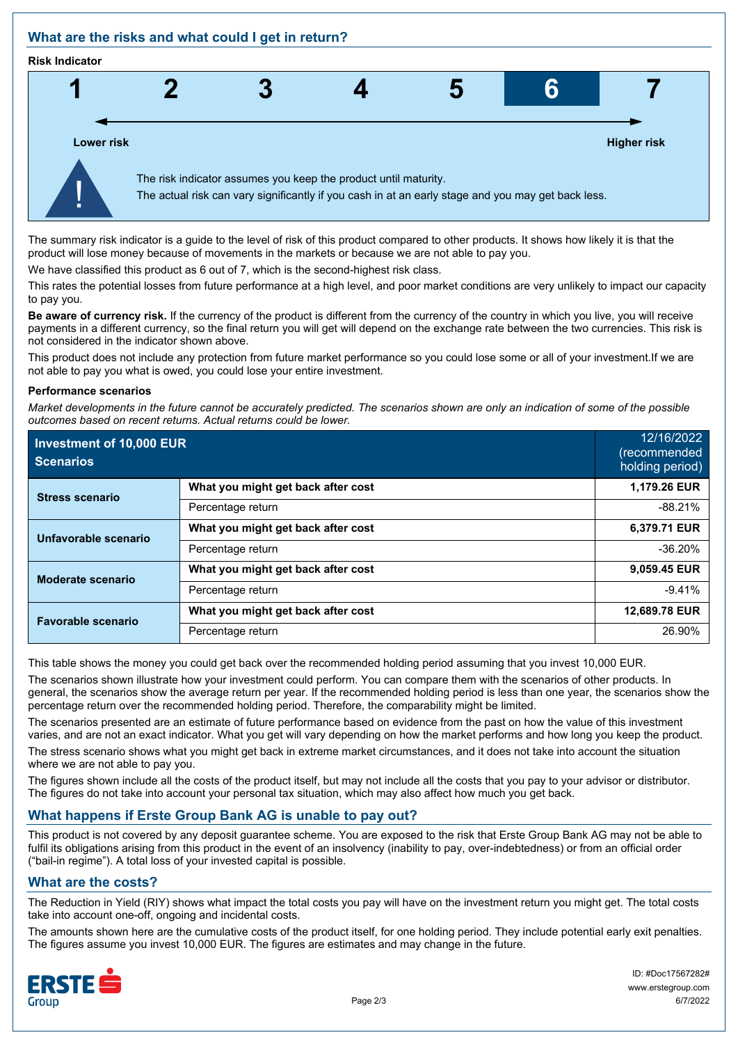## What are the risks and what could I get in return?

**Risk Indicator**

| 1 | 2 | 3 | 4 | 5 | **6** | 7 |
|---|---|---|---|---|---|---|

**Lower risk** ← → **Higher risk**

The risk indicator assumes you keep the product until maturity.
The actual risk can vary significantly if you cash in at an early stage and you may get back less.

The summary risk indicator is a guide to the level of risk of this product compared to other products. It shows how likely it is that the product will lose money because of movements in the markets or because we are not able to pay you.

We have classified this product as 6 out of 7, which is the second-highest risk class.

This rates the potential losses from future performance at a high level, and poor market conditions are very unlikely to impact our capacity to pay you.

**Be aware of currency risk.** If the currency of the product is different from the currency of the country in which you live, you will receive payments in a different currency, so the final return you will get will depend on the exchange rate between the two currencies. This risk is not considered in the indicator shown above.

This product does not include any protection from future market performance so you could lose some or all of your investment.If we are not able to pay you what is owed, you could lose your entire investment.

**Performance scenarios**

*Market developments in the future cannot be accurately predicted. The scenarios shown are only an indication of some of the possible outcomes based on recent returns. Actual returns could be lower.*

| **Investment of 10,000 EUR Scenarios** | | 12/16/2022 (recommended holding period) |
|---|---|---|
| **Stress scenario** | **What you might get back after cost** | **1,179.26 EUR** |
| | Percentage return | -88.21% |
| **Unfavorable scenario** | **What you might get back after cost** | **6,379.71 EUR** |
| | Percentage return | -36.20% |
| **Moderate scenario** | **What you might get back after cost** | **9,059.45 EUR** |
| | Percentage return | -9.41% |
| **Favorable scenario** | **What you might get back after cost** | **12,689.78 EUR** |
| | Percentage return | 26.90% |

This table shows the money you could get back over the recommended holding period assuming that you invest 10,000 EUR.

The scenarios shown illustrate how your investment could perform. You can compare them with the scenarios of other products. In general, the scenarios show the average return per year. If the recommended holding period is less than one year, the scenarios show the percentage return over the recommended holding period. Therefore, the comparability might be limited.

The scenarios presented are an estimate of future performance based on evidence from the past on how the value of this investment varies, and are not an exact indicator. What you get will vary depending on how the market performs and how long you keep the product.

The stress scenario shows what you might get back in extreme market circumstances, and it does not take into account the situation where we are not able to pay you.

The figures shown include all the costs of the product itself, but may not include all the costs that you pay to your advisor or distributor. The figures do not take into account your personal tax situation, which may also affect how much you get back.

## What happens if Erste Group Bank AG is unable to pay out?

This product is not covered by any deposit guarantee scheme. You are exposed to the risk that Erste Group Bank AG may not be able to fulfil its obligations arising from this product in the event of an insolvency (inability to pay, over-indebtedness) or from an official order ("bail-in regime"). A total loss of your invested capital is possible.

## What are the costs?

The Reduction in Yield (RIY) shows what impact the total costs you pay will have on the investment return you might get. The total costs take into account one-off, ongoing and incidental costs.

The amounts shown here are the cumulative costs of the product itself, for one holding period. They include potential early exit penalties. The figures assume you invest 10,000 EUR. The figures are estimates and may change in the future.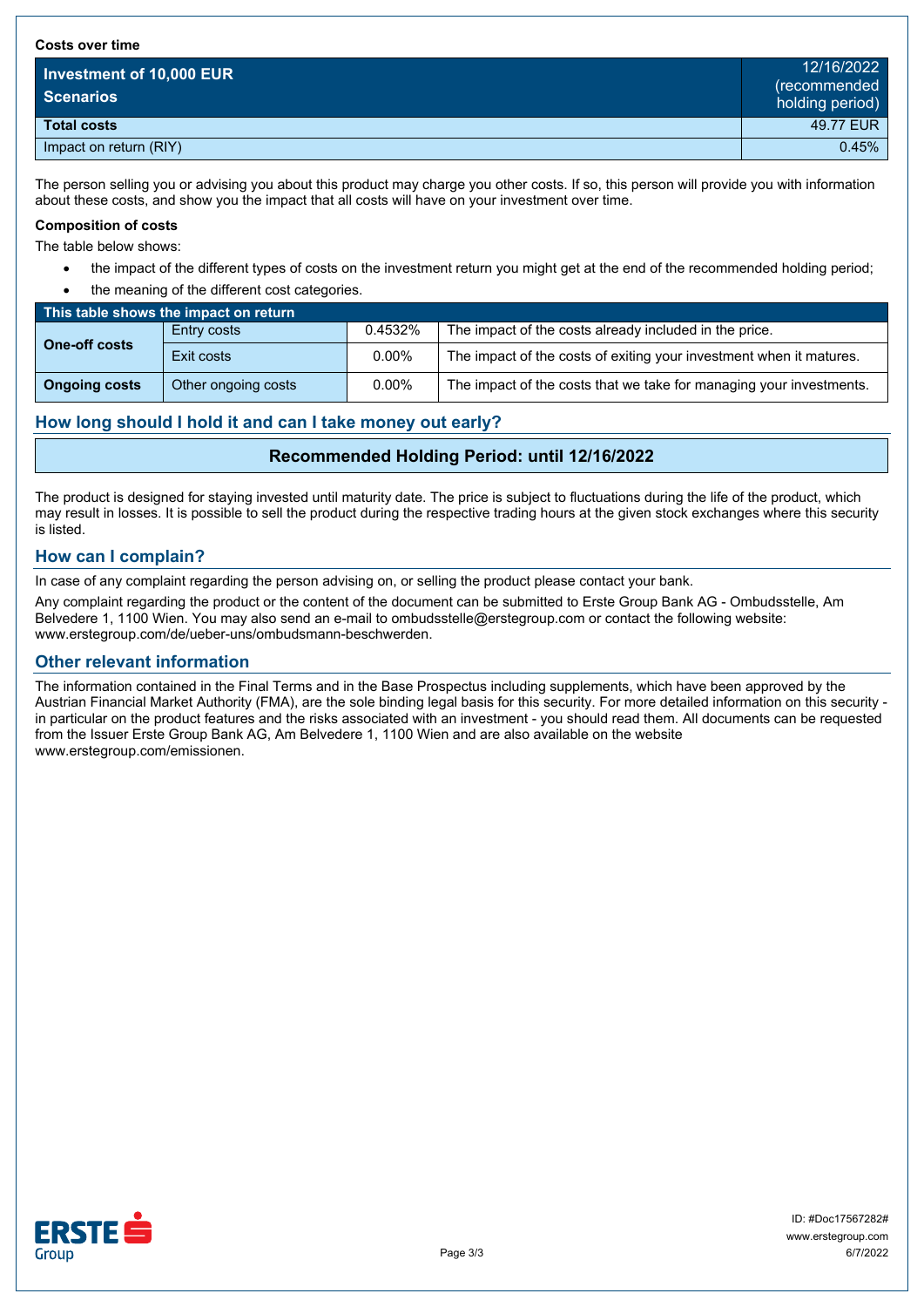**Costs over time**

| Investment of 10,000 EUR<br>Scenarios | 12/16/2022 (recommended holding period) |
|---|---|
| **Total costs** | 49.77 EUR |
| Impact on return (RIY) | 0.45% |

The person selling you or advising you about this product may charge you other costs. If so, this person will provide you with information about these costs, and show you the impact that all costs will have on your investment over time.

**Composition of costs**

The table below shows:

- the impact of the different types of costs on the investment return you might get at the end of the recommended holding period;
- the meaning of the different cost categories.

| This table shows the impact on return | | | |
|---|---|---|---|
| **One-off costs** | Entry costs | 0.4532% | The impact of the costs already included in the price. |
| | Exit costs | 0.00% | The impact of the costs of exiting your investment when it matures. |
| **Ongoing costs** | Other ongoing costs | 0.00% | The impact of the costs that we take for managing your investments. |

## How long should I hold it and can I take money out early?

**Recommended Holding Period: until 12/16/2022**

The product is designed for staying invested until maturity date. The price is subject to fluctuations during the life of the product, which may result in losses. It is possible to sell the product during the respective trading hours at the given stock exchanges where this security is listed.

## How can I complain?

In case of any complaint regarding the person advising on, or selling the product please contact your bank.

Any complaint regarding the product or the content of the document can be submitted to Erste Group Bank AG - Ombudsstelle, Am Belvedere 1, 1100 Wien. You may also send an e-mail to ombudsstelle@erstegroup.com or contact the following website: www.erstegroup.com/de/ueber-uns/ombudsmann-beschwerden.

## Other relevant information

The information contained in the Final Terms and in the Base Prospectus including supplements, which have been approved by the Austrian Financial Market Authority (FMA), are the sole binding legal basis for this security. For more detailed information on this security - in particular on the product features and the risks associated with an investment - you should read them. All documents can be requested from the Issuer Erste Group Bank AG, Am Belvedere 1, 1100 Wien and are also available on the website www.erstegroup.com/emissionen.

ID: #Doc17567282#
www.erstegroup.com
6/7/2022